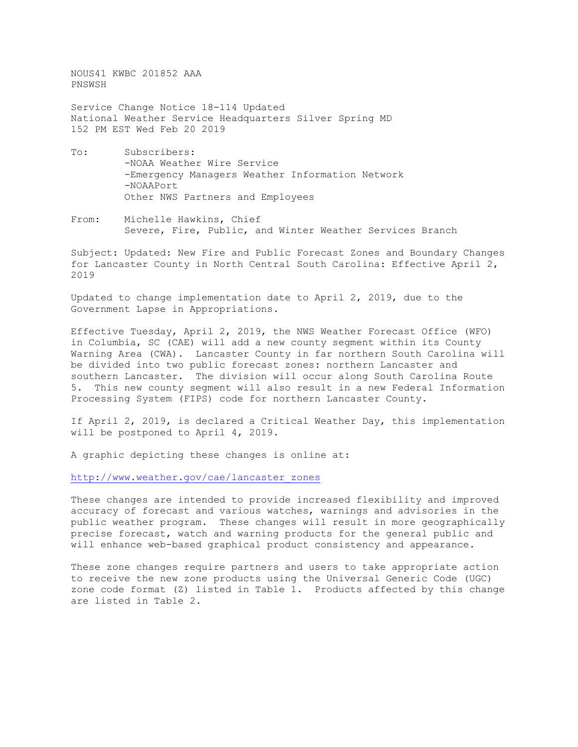NOUS41 KWBC 201852 AAA
PNSWSH

Service Change Notice 18-114 Updated
National Weather Service Headquarters Silver Spring MD
152 PM EST Wed Feb 20 2019

To: Subscribers:
-NOAA Weather Wire Service
-Emergency Managers Weather Information Network
-NOAAPort
Other NWS Partners and Employees

From: Michelle Hawkins, Chief
Severe, Fire, Public, and Winter Weather Services Branch

Subject: Updated: New Fire and Public Forecast Zones and Boundary Changes for Lancaster County in North Central South Carolina: Effective April 2, 2019

Updated to change implementation date to April 2, 2019, due to the Government Lapse in Appropriations.

Effective Tuesday, April 2, 2019, the NWS Weather Forecast Office (WFO) in Columbia, SC (CAE) will add a new county segment within its County Warning Area (CWA). Lancaster County in far northern South Carolina will be divided into two public forecast zones: northern Lancaster and southern Lancaster. The division will occur along South Carolina Route 5. This new county segment will also result in a new Federal Information Processing System (FIPS) code for northern Lancaster County.

If April 2, 2019, is declared a Critical Weather Day, this implementation will be postponed to April 4, 2019.

A graphic depicting these changes is online at:

http://www.weather.gov/cae/lancaster_zones

These changes are intended to provide increased flexibility and improved accuracy of forecast and various watches, warnings and advisories in the public weather program. These changes will result in more geographically precise forecast, watch and warning products for the general public and will enhance web-based graphical product consistency and appearance.

These zone changes require partners and users to take appropriate action to receive the new zone products using the Universal Generic Code (UGC) zone code format (Z) listed in Table 1. Products affected by this change are listed in Table 2.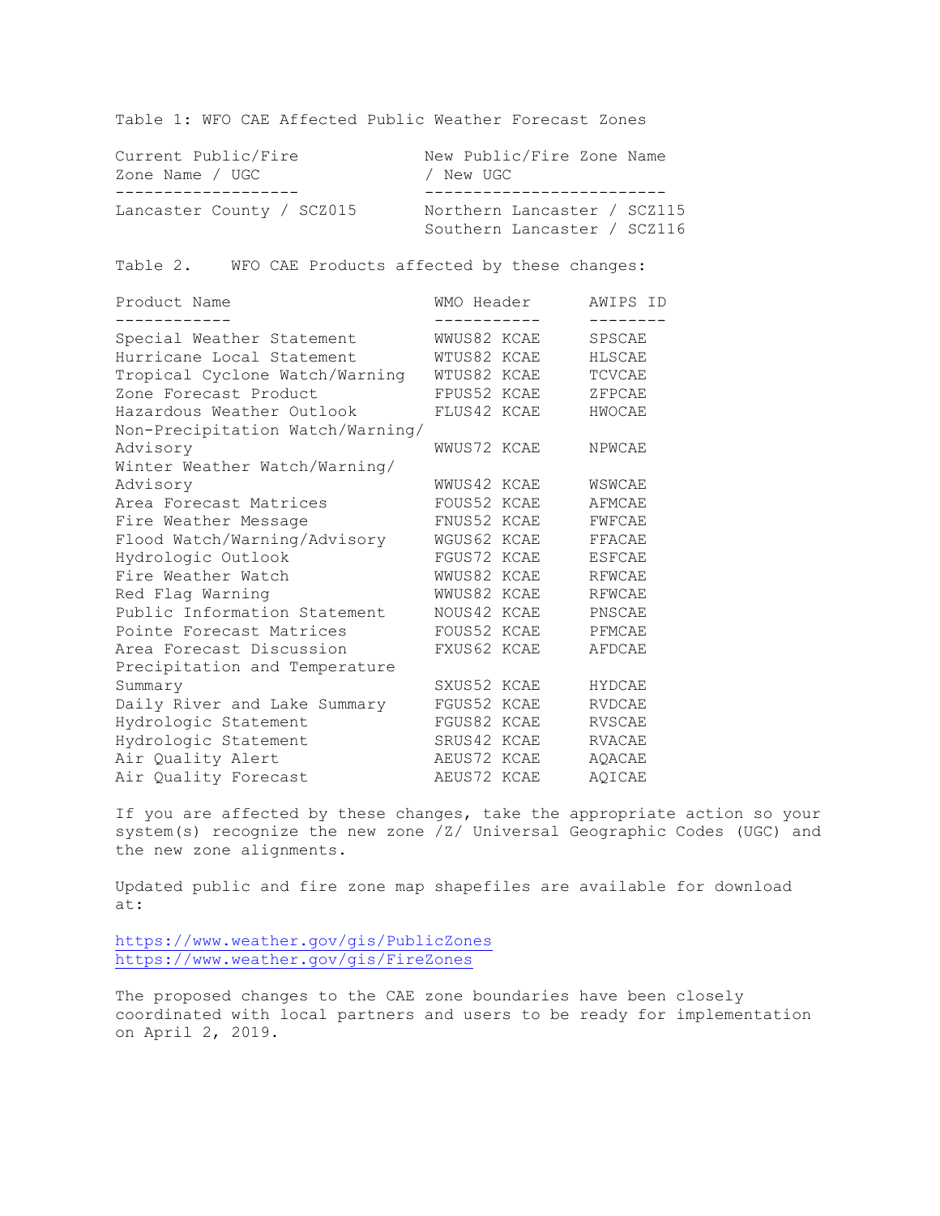Table 1: WFO CAE Affected Public Weather Forecast Zones

| Current Public/Fire Zone Name / UGC | New Public/Fire Zone Name / New UGC |
|---|---|
| Lancaster County / SCZ015 | Northern Lancaster / SCZ115<br>Southern Lancaster / SCZ116 |

Table 2. WFO CAE Products affected by these changes:

| Product Name | WMO Header | AWIPS ID |
|---|---|---|
| Special Weather Statement | WWUS82 KCAE | SPSCAE |
| Hurricane Local Statement | WTUS82 KCAE | HLSCAE |
| Tropical Cyclone Watch/Warning | WTUS82 KCAE | TCVCAE |
| Zone Forecast Product | FPUS52 KCAE | ZFPCAE |
| Hazardous Weather Outlook | FLUS42 KCAE | HWOCAE |
| Non-Precipitation Watch/Warning/ Advisory | WWUS72 KCAE | NPWCAE |
| Winter Weather Watch/Warning/ Advisory | WWUS42 KCAE | WSWCAE |
| Area Forecast Matrices | FOUS52 KCAE | AFMCAE |
| Fire Weather Message | FNUS52 KCAE | FWFCAE |
| Flood Watch/Warning/Advisory | WGUS62 KCAE | FFACAE |
| Hydrologic Outlook | FGUS72 KCAE | ESFCAE |
| Fire Weather Watch | WWUS82 KCAE | RFWCAE |
| Red Flag Warning | WWUS82 KCAE | RFWCAE |
| Public Information Statement | NOUS42 KCAE | PNSCAE |
| Pointe Forecast Matrices | FOUS52 KCAE | PFMCAE |
| Area Forecast Discussion | FXUS62 KCAE | AFDCAE |
| Precipitation and Temperature Summary | SXUS52 KCAE | HYDCAE |
| Daily River and Lake Summary | FGUS52 KCAE | RVDCAE |
| Hydrologic Statement | FGUS82 KCAE | RVSCAE |
| Hydrologic Statement | SRUS42 KCAE | RVACAE |
| Air Quality Alert | AEUS72 KCAE | AQACAE |
| Air Quality Forecast | AEUS72 KCAE | AQICAE |

If you are affected by these changes, take the appropriate action so your system(s) recognize the new zone /Z/ Universal Geographic Codes (UGC) and the new zone alignments.

Updated public and fire zone map shapefiles are available for download at:

https://www.weather.gov/gis/PublicZones
https://www.weather.gov/gis/FireZones

The proposed changes to the CAE zone boundaries have been closely coordinated with local partners and users to be ready for implementation on April 2, 2019.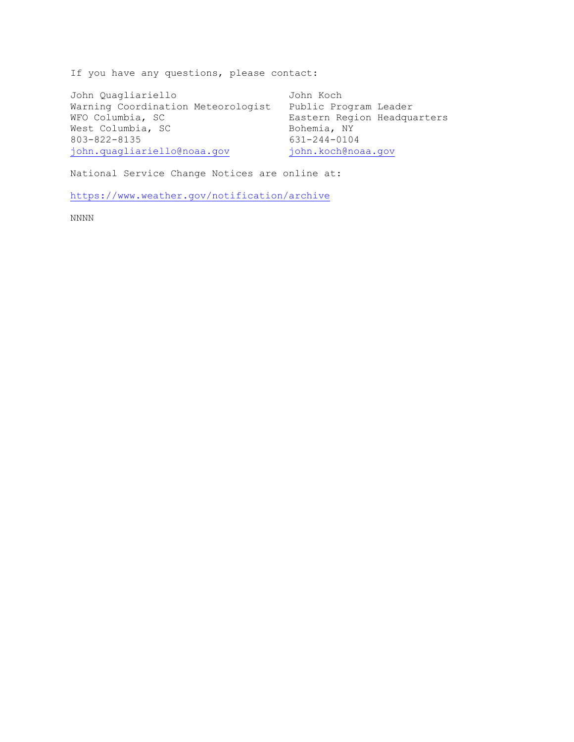If you have any questions, please contact:

John Quagliariello
Warning Coordination Meteorologist
WFO Columbia, SC
West Columbia, SC
803-822-8135
john.quagliariello@noaa.gov

John Koch
Public Program Leader
Eastern Region Headquarters
Bohemia, NY
631-244-0104
john.koch@noaa.gov

National Service Change Notices are online at:

https://www.weather.gov/notification/archive

NNNN